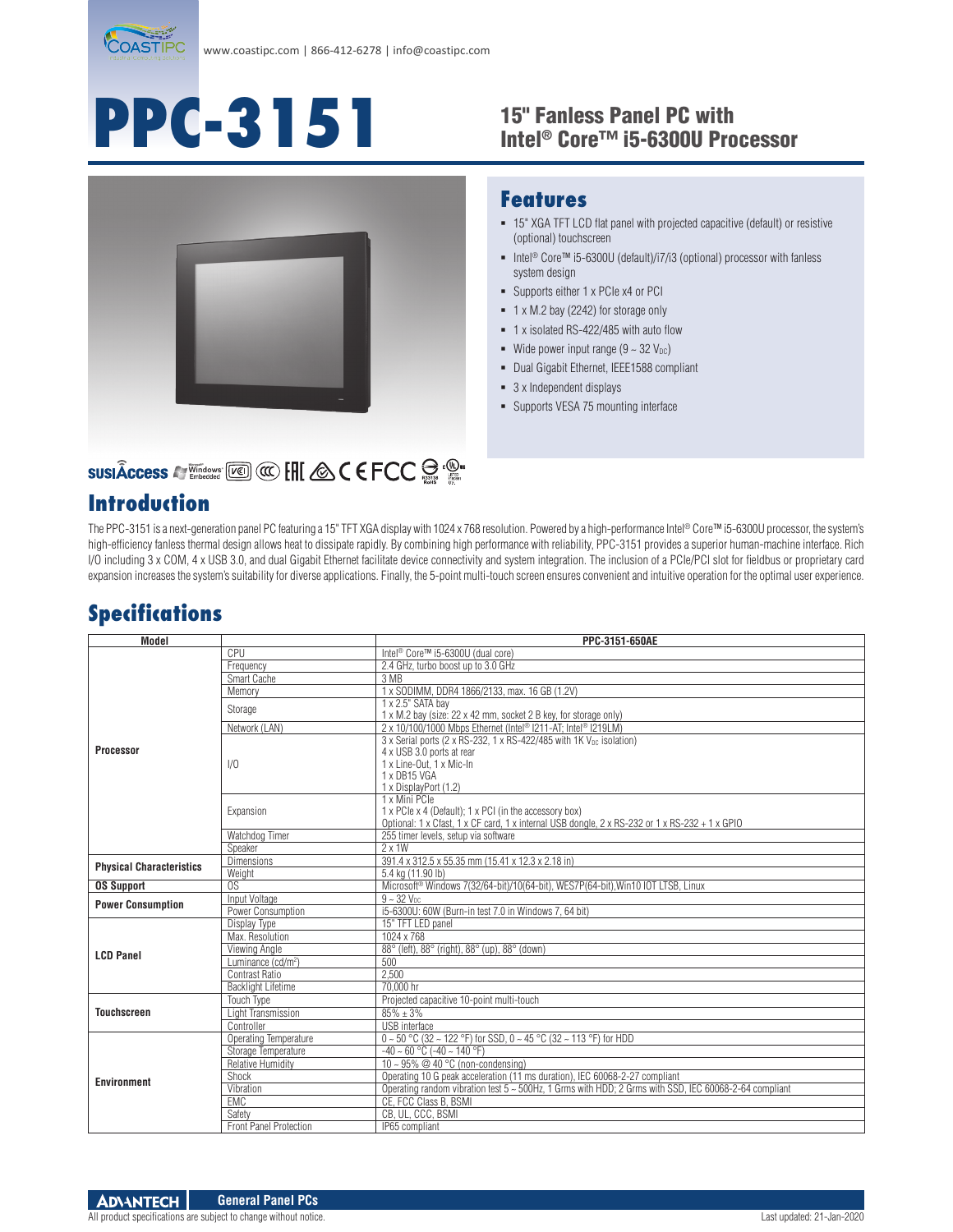www.coastipc.com | 866-412-6278 | info@coastipc.com

# PPC-3151

## 15" Fanless Panel PC with Intel® Core™ i5-6300U Processor

## Features

- 15" XGA TFT LCD flat panel with projected capacitive (default) or resistive (optional) touchscreen
- Intel® Core™ i5-6300U (default)/i7/i3 (optional) processor with fanless system design
- Supports either 1 x PCIe x4 or PCI
- 1 x M.2 bay (2242) for storage only
- 1 x isolated RS-422/485 with auto flow
- Wide power input range (9 ~ 32 $V_{DC}$)
- Dual Gigabit Ethernet, IEEE1588 compliant
- 3 x Independent displays
- Supports VESA 75 mounting interface

## Introduction

The PPC-3151 is a next-generation panel PC featuring a 15" TFT XGA display with 1024 x 768 resolution. Powered by a high-performance Intel® Core™ i5-6300U processor, the system's high-efficiency fanless thermal design allows heat to dissipate rapidly. By combining high performance with reliability, PPC-3151 provides a superior human-machine interface. Rich I/O including 3 x COM, 4 x USB 3.0, and dual Gigabit Ethernet facilitate device connectivity and system integration. The inclusion of a PCIe/PCI slot for fieldbus or proprietary card expansion increases the system's suitability for diverse applications. Finally, the 5-point multi-touch screen ensures convenient and intuitive operation for the optimal user experience.

## Specifications

| Model | | PPC-3151-650AE |
|---|---|---|
| Processor | CPU | Intel® Core™ i5-6300U (dual core) |
| | Frequency | 2.4 GHz, turbo boost up to 3.0 GHz |
| | Smart Cache | 3 MB |
| | Memory | 1 x SODIMM, DDR4 1866/2133, max. 16 GB (1.2V) |
| | Storage | 1 x 2.5" SATA bay<br>1 x M.2 bay (size: 22 x 42 mm, socket 2 B key, for storage only) |
| | Network (LAN) | 2 x 10/100/1000 Mbps Ethernet (Intel® I211-AT; Intel® I219LM) |
| | I/O | 3 x Serial ports (2 x RS-232, 1 x RS-422/485 with 1K $V_{DC}$ isolation)<br>4 x USB 3.0 ports at rear<br>1 x Line-Out, 1 x Mic-In<br>1 x DB15 VGA<br>1 x DisplayPort (1.2) |
| | Expansion | 1 x Mini PCIe<br>1 x PCIe x 4 (Default); 1 x PCI (in the accessory box)<br>Optional: 1 x Cfast, 1 x CF card, 1 x internal USB dongle, 2 x RS-232 or 1 x RS-232 + 1 x GPIO |
| | Watchdog Timer | 255 timer levels, setup via software |
| | Speaker | 2 x 1W |
| Physical Characteristics | Dimensions | 391.4 x 312.5 x 55.35 mm (15.41 x 12.3 x 2.18 in) |
| | Weight | 5.4 kg (11.90 lb) |
| OS Support | OS | Microsoft® Windows 7(32/64-bit)/10(64-bit), WES7P(64-bit),Win10 IOT LTSB, Linux |
| Power Consumption | Input Voltage | 9 ~ 32 $V_{DC}$ |
| | Power Consumption | i5-6300U: 60W (Burn-in test 7.0 in Windows 7, 64 bit) |
| LCD Panel | Display Type | 15" TFT LED panel |
| | Max. Resolution | 1024 x 768 |
| | Viewing Angle | 88° (left), 88° (right), 88° (up), 88° (down) |
| | Luminance (cd/m²) | 500 |
| | Contrast Ratio | 2,500 |
| | Backlight Lifetime | 70,000 hr |
| Touchscreen | Touch Type | Projected capacitive 10-point multi-touch |
| | Light Transmission | 85% ± 3% |
| | Controller | USB interface |
| Environment | Operating Temperature | 0 ~ 50 °C (32 ~ 122 °F) for SSD, 0 ~ 45 °C (32 ~ 113 °F) for HDD |
| | Storage Temperature | -40 ~ 60 °C (-40 ~ 140 °F) |
| | Relative Humidity | 10 ~ 95% @ 40 °C (non-condensing) |
| | Shock | Operating 10 G peak acceleration (11 ms duration), IEC 60068-2-27 compliant |
| | Vibration | Operating random vibration test 5 ~ 500Hz, 1 Grms with HDD; 2 Grms with SSD, IEC 60068-2-64 compliant |
| | EMC | CE, FCC Class B, BSMI |
| | Safety | CB, UL, CCC, BSMI |
| | Front Panel Protection | IP65 compliant |

General Panel PCs

All product specifications are subject to change without notice.

Last updated: 21-Jan-2020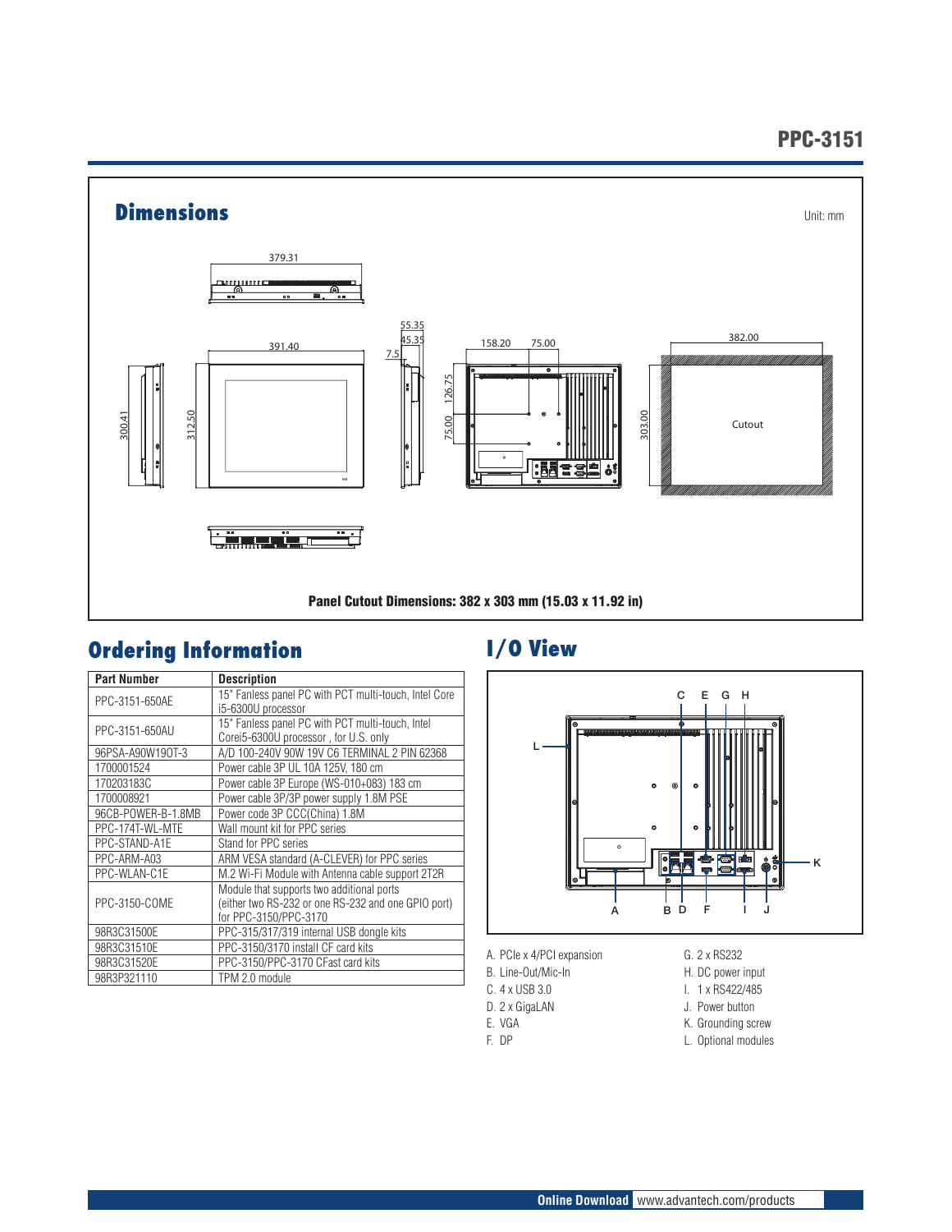## Dimensions

Unit: mm

379.31

391.40

55.35

45.35

7.5

158.20 75.00

382.00

300.41

312.50

126.75

75.00

303.00

Cutout

**Panel Cutout Dimensions: 382 x 303 mm (15.03 x 11.92 in)**

## Ordering Information

| Part Number | Description |
|---|---|
| PPC-3151-650AE | 15" Fanless panel PC with PCT multi-touch, Intel Core i5-6300U processor |
| PPC-3151-650AU | 15" Fanless panel PC with PCT multi-touch, Intel Corei5-6300U processor , for U.S. only |
| 96PSA-A90W19OT-3 | A/D 100-240V 90W 19V C6 TERMINAL 2 PIN 62368 |
| 1700001524 | Power cable 3P UL 10A 125V, 180 cm |
| 170203183C | Power cable 3P Europe (WS-010+083) 183 cm |
| 1700008921 | Power cable 3P/3P power supply 1.8M PSE |
| 96CB-POWER-B-1.8MB | Power code 3P CCC(China) 1.8M |
| PPC-174T-WL-MTE | Wall mount kit for PPC series |
| PPC-STAND-A1E | Stand for PPC series |
| PPC-ARM-A03 | ARM VESA standard (A-CLEVER) for PPC series |
| PPC-WLAN-C1E | M.2 Wi-Fi Module with Antenna cable support 2T2R |
| PPC-3150-COME | Module that supports two additional ports (either two RS-232 or one RS-232 and one GPIO port) for PPC-3150/PPC-3170 |
| 98R3C31500E | PPC-315/317/319 internal USB dongle kits |
| 98R3C31510E | PPC-3150/3170 install CF card kits |
| 98R3C31520E | PPC-3150/PPC-3170 CFast card kits |
| 98R3P321110 | TPM 2.0 module |

## I/O View

C E G H

L

K

A B D F I J

A. PCIe x 4/PCI expansion
B. Line-Out/Mic-In
C. 4 x USB 3.0
D. 2 x GigaLAN
E. VGA
F. DP
G. 2 x RS232
H. DC power input
I. 1 x RS422/485
J. Power button
K. Grounding screw
L. Optional modules

**Online Download** www.advantech.com/products